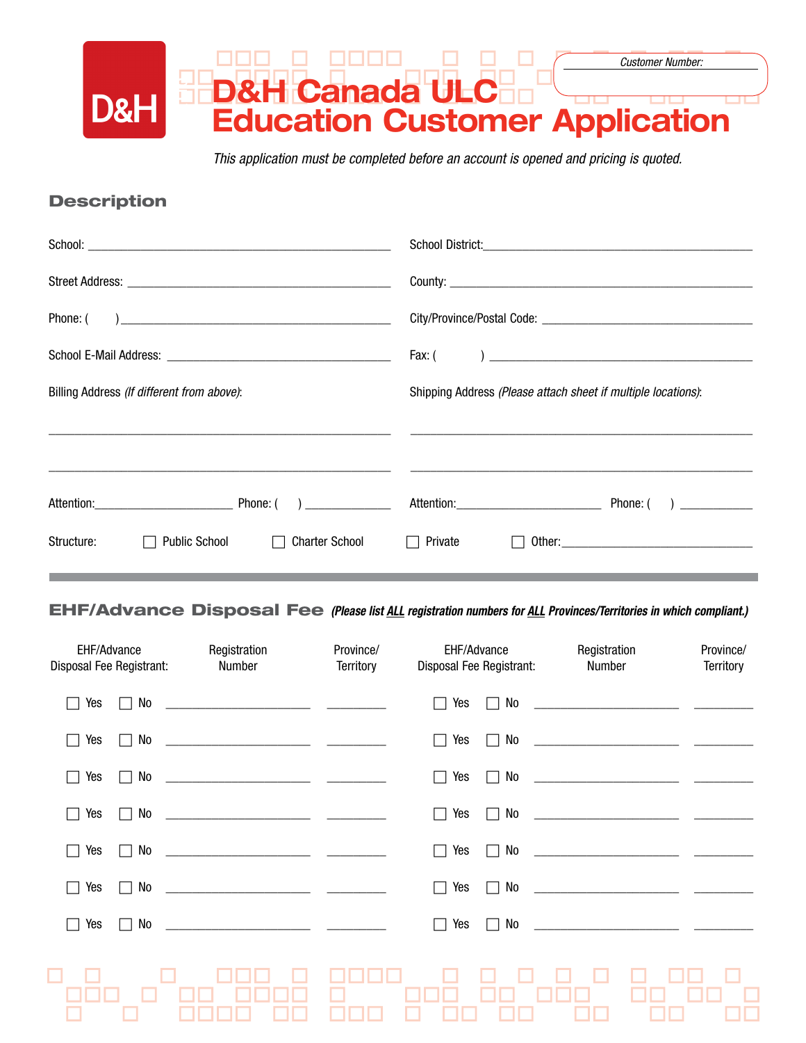D&H

# D&H Canada ULC Education Customer Application

*Customer Number:*

*This application must be completed before an account is opened and pricing is quoted.*

## Description

School: ____________________ School District: ____________________

Street Address: ____________________ County: ____________________

Phone: (    ) ____________________ City/Province/Postal Code: ____________________

School E-Mail Address: ____________________ Fax: (    ) ____________________

Billing Address *(If different from above)*:

____________________

____________________

Shipping Address *(Please attach sheet if multiple locations)*:

____________________

____________________

Attention: ____________ Phone: (    ) ____________ Attention: ____________ Phone: (    ) ____________

Structure: ☐ Public School ☐ Charter School ☐ Private ☐ Other: ____________

## EHF/Advance Disposal Fee *(Please list ALL registration numbers for ALL Provinces/Territories in which compliant.)*

| EHF/Advance Disposal Fee Registrant: | Registration Number | Province/ Territory | EHF/Advance Disposal Fee Registrant: | Registration Number | Province/ Territory |
|---|---|---|---|---|---|
| ☐ Yes ☐ No | ____________ | ______ | ☐ Yes ☐ No | ____________ | ______ |
| ☐ Yes ☐ No | ____________ | ______ | ☐ Yes ☐ No | ____________ | ______ |
| ☐ Yes ☐ No | ____________ | ______ | ☐ Yes ☐ No | ____________ | ______ |
| ☐ Yes ☐ No | ____________ | ______ | ☐ Yes ☐ No | ____________ | ______ |
| ☐ Yes ☐ No | ____________ | ______ | ☐ Yes ☐ No | ____________ | ______ |
| ☐ Yes ☐ No | ____________ | ______ | ☐ Yes ☐ No | ____________ | ______ |
| ☐ Yes ☐ No | ____________ | ______ | ☐ Yes ☐ No | ____________ | ______ |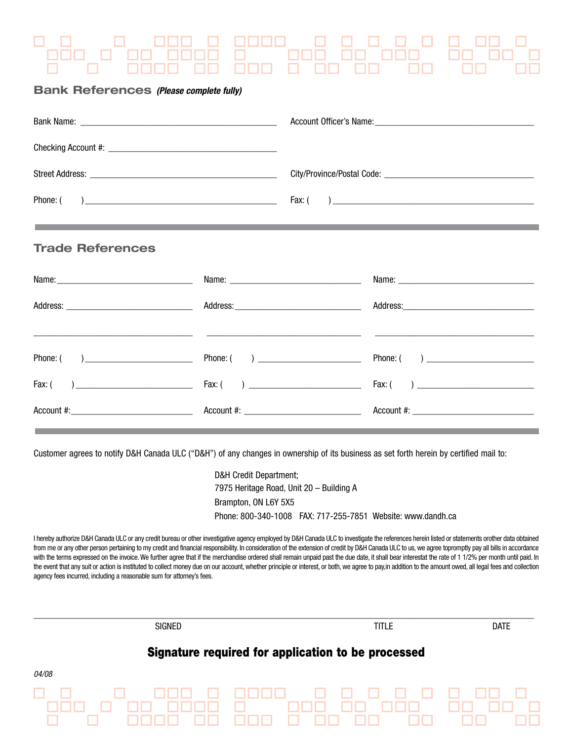## Bank References *(Please complete fully)*

Bank Name: ______________________________ Account Officer's Name: ______________________________

Checking Account #: ______________________________

Street Address: ______________________________ City/Province/Postal Code: ______________________________

Phone: (    ) ______________________________ Fax: (    ) ______________________________

## Trade References

| | | |
|---|---|---|
| Name: ____________________ | Name: ____________________ | Name: ____________________ |
| Address: ____________________ | Address: ____________________ | Address: ____________________ |
| ____________________ | ____________________ | ____________________ |
| Phone: (    ) ____________________ | Phone: (    ) ____________________ | Phone: (    ) ____________________ |
| Fax: (    ) ____________________ | Fax: (    ) ____________________ | Fax: (    ) ____________________ |
| Account #: ____________________ | Account #: ____________________ | Account #: ____________________ |

Customer agrees to notify D&H Canada ULC ("D&H") of any changes in ownership of its business as set forth herein by certified mail to:

D&H Credit Department;
7975 Heritage Road, Unit 20 – Building A
Brampton, ON L6Y 5X5
Phone: 800-340-1008 FAX: 717-255-7851 Website: www.dandh.ca

I hereby authorize D&H Canada ULC or any credit bureau or other investigative agency employed by D&H Canada ULC to investigate the references herein listed or statements orother data obtained from me or any other person pertaining to my credit and financial responsibility. In consideration of the extension of credit by D&H Canada ULC to us, we agree topromptly pay all bills in accordance with the terms expressed on the invoice. We further agree that if the merchandise ordered shall remain unpaid past the due date, it shall bear interestat the rate of 1 1/2% per month until paid. In the event that any suit or action is instituted to collect money due on our account, whether principle or interest, or both, we agree to pay,in addition to the amount owed, all legal fees and collection agency fees incurred, including a reasonable sum for attorney's fees.

______________________________________________________________________

SIGNED TITLE DATE

**Signature required for application to be processed**

*04/08*